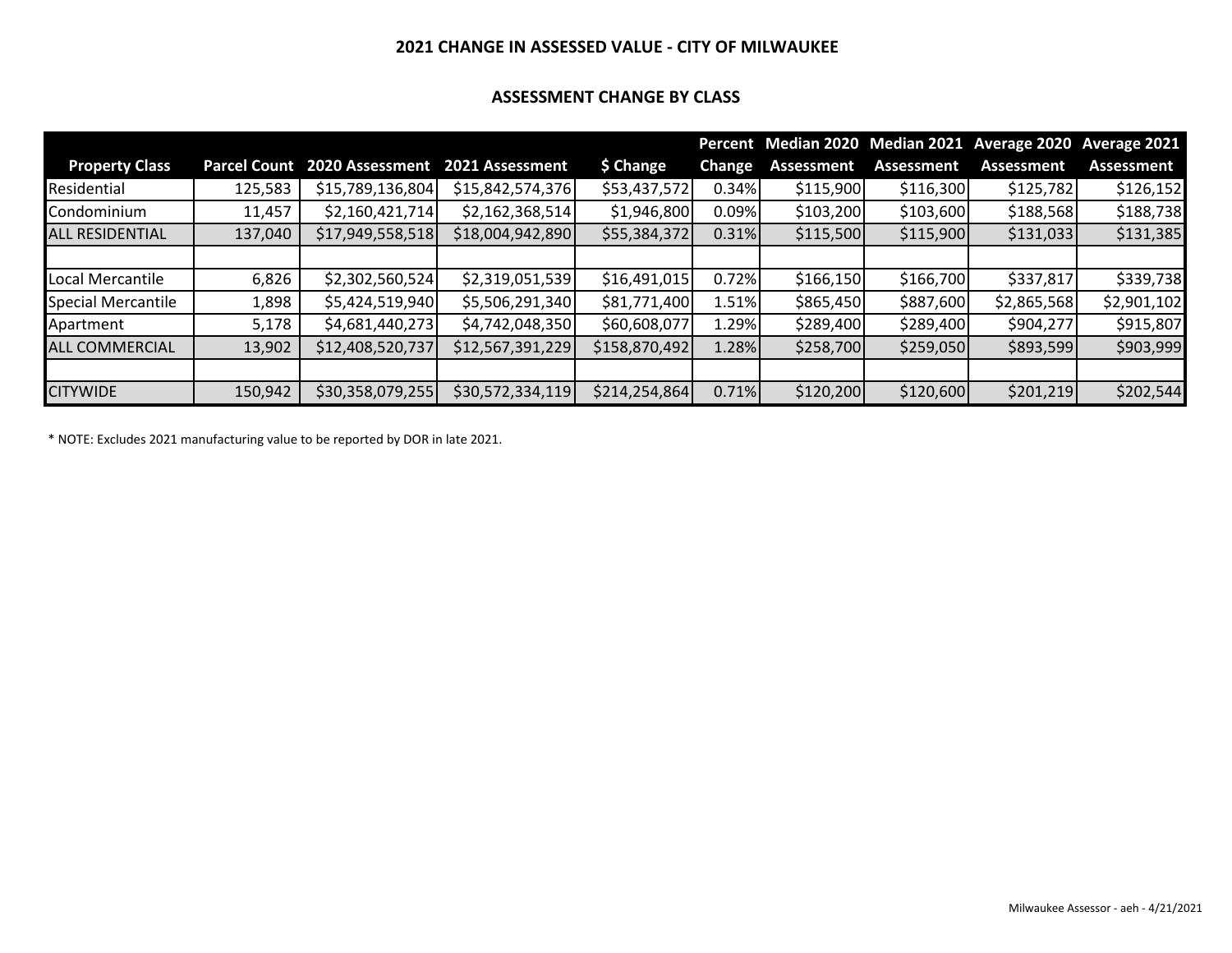## 2021 CHANGE IN ASSESSED VALUE - CITY OF MILWAUKEE

### ASSESSMENT CHANGE BY CLASS

| Property Class | Parcel Count | 2020 Assessment | 2021 Assessment | $ Change | Percent Change | Median 2020 Assessment | Median 2021 Assessment | Average 2020 Assessment | Average 2021 Assessment |
|---|---|---|---|---|---|---|---|---|---|
| Residential | 125,583 | $15,789,136,804 | $15,842,574,376 | $53,437,572 | 0.34% | $115,900 | $116,300 | $125,782 | $126,152 |
| Condominium | 11,457 | $2,160,421,714 | $2,162,368,514 | $1,946,800 | 0.09% | $103,200 | $103,600 | $188,568 | $188,738 |
| ALL RESIDENTIAL | 137,040 | $17,949,558,518 | $18,004,942,890 | $55,384,372 | 0.31% | $115,500 | $115,900 | $131,033 | $131,385 |
| | | | | | | | | | |
| Local Mercantile | 6,826 | $2,302,560,524 | $2,319,051,539 | $16,491,015 | 0.72% | $166,150 | $166,700 | $337,817 | $339,738 |
| Special Mercantile | 1,898 | $5,424,519,940 | $5,506,291,340 | $81,771,400 | 1.51% | $865,450 | $887,600 | $2,865,568 | $2,901,102 |
| Apartment | 5,178 | $4,681,440,273 | $4,742,048,350 | $60,608,077 | 1.29% | $289,400 | $289,400 | $904,277 | $915,807 |
| ALL COMMERCIAL | 13,902 | $12,408,520,737 | $12,567,391,229 | $158,870,492 | 1.28% | $258,700 | $259,050 | $893,599 | $903,999 |
| | | | | | | | | | |
| CITYWIDE | 150,942 | $30,358,079,255 | $30,572,334,119 | $214,254,864 | 0.71% | $120,200 | $120,600 | $201,219 | $202,544 |

* NOTE: Excludes 2021 manufacturing value to be reported by DOR in late 2021.

Milwaukee Assessor - aeh - 4/21/2021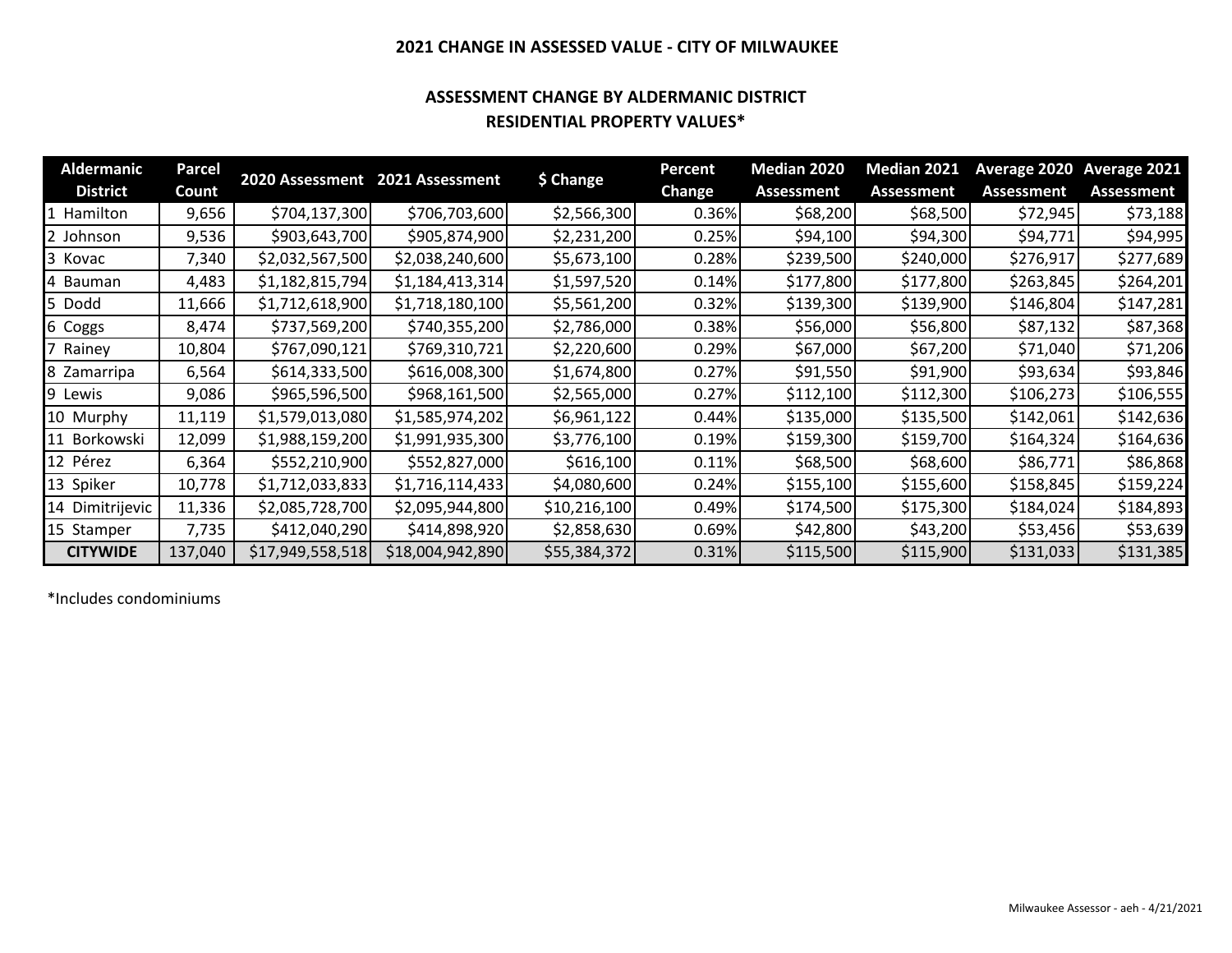## 2021 CHANGE IN ASSESSED VALUE - CITY OF MILWAUKEE

### ASSESSMENT CHANGE BY ALDERMANIC DISTRICT
### RESIDENTIAL PROPERTY VALUES*

| Aldermanic District | Parcel Count | 2020 Assessment | 2021 Assessment | $ Change | Percent Change | Median 2020 Assessment | Median 2021 Assessment | Average 2020 Assessment | Average 2021 Assessment |
|---|---|---|---|---|---|---|---|---|---|
| 1 Hamilton | 9,656 | $704,137,300 | $706,703,600 | $2,566,300 | 0.36% | $68,200 | $68,500 | $72,945 | $73,188 |
| 2 Johnson | 9,536 | $903,643,700 | $905,874,900 | $2,231,200 | 0.25% | $94,100 | $94,300 | $94,771 | $94,995 |
| 3 Kovac | 7,340 | $2,032,567,500 | $2,038,240,600 | $5,673,100 | 0.28% | $239,500 | $240,000 | $276,917 | $277,689 |
| 4 Bauman | 4,483 | $1,182,815,794 | $1,184,413,314 | $1,597,520 | 0.14% | $177,800 | $177,800 | $263,845 | $264,201 |
| 5 Dodd | 11,666 | $1,712,618,900 | $1,718,180,100 | $5,561,200 | 0.32% | $139,300 | $139,900 | $146,804 | $147,281 |
| 6 Coggs | 8,474 | $737,569,200 | $740,355,200 | $2,786,000 | 0.38% | $56,000 | $56,800 | $87,132 | $87,368 |
| 7 Rainey | 10,804 | $767,090,121 | $769,310,721 | $2,220,600 | 0.29% | $67,000 | $67,200 | $71,040 | $71,206 |
| 8 Zamarripa | 6,564 | $614,333,500 | $616,008,300 | $1,674,800 | 0.27% | $91,550 | $91,900 | $93,634 | $93,846 |
| 9 Lewis | 9,086 | $965,596,500 | $968,161,500 | $2,565,000 | 0.27% | $112,100 | $112,300 | $106,273 | $106,555 |
| 10 Murphy | 11,119 | $1,579,013,080 | $1,585,974,202 | $6,961,122 | 0.44% | $135,000 | $135,500 | $142,061 | $142,636 |
| 11 Borkowski | 12,099 | $1,988,159,200 | $1,991,935,300 | $3,776,100 | 0.19% | $159,300 | $159,700 | $164,324 | $164,636 |
| 12 Pérez | 6,364 | $552,210,900 | $552,827,000 | $616,100 | 0.11% | $68,500 | $68,600 | $86,771 | $86,868 |
| 13 Spiker | 10,778 | $1,712,033,833 | $1,716,114,433 | $4,080,600 | 0.24% | $155,100 | $155,600 | $158,845 | $159,224 |
| 14 Dimitrijevic | 11,336 | $2,085,728,700 | $2,095,944,800 | $10,216,100 | 0.49% | $174,500 | $175,300 | $184,024 | $184,893 |
| 15 Stamper | 7,735 | $412,040,290 | $414,898,920 | $2,858,630 | 0.69% | $42,800 | $43,200 | $53,456 | $53,639 |
| **CITYWIDE** | 137,040 | $17,949,558,518 | $18,004,942,890 | $55,384,372 | 0.31% | $115,500 | $115,900 | $131,033 | $131,385 |

*Includes condominiums

Milwaukee Assessor - aeh - 4/21/2021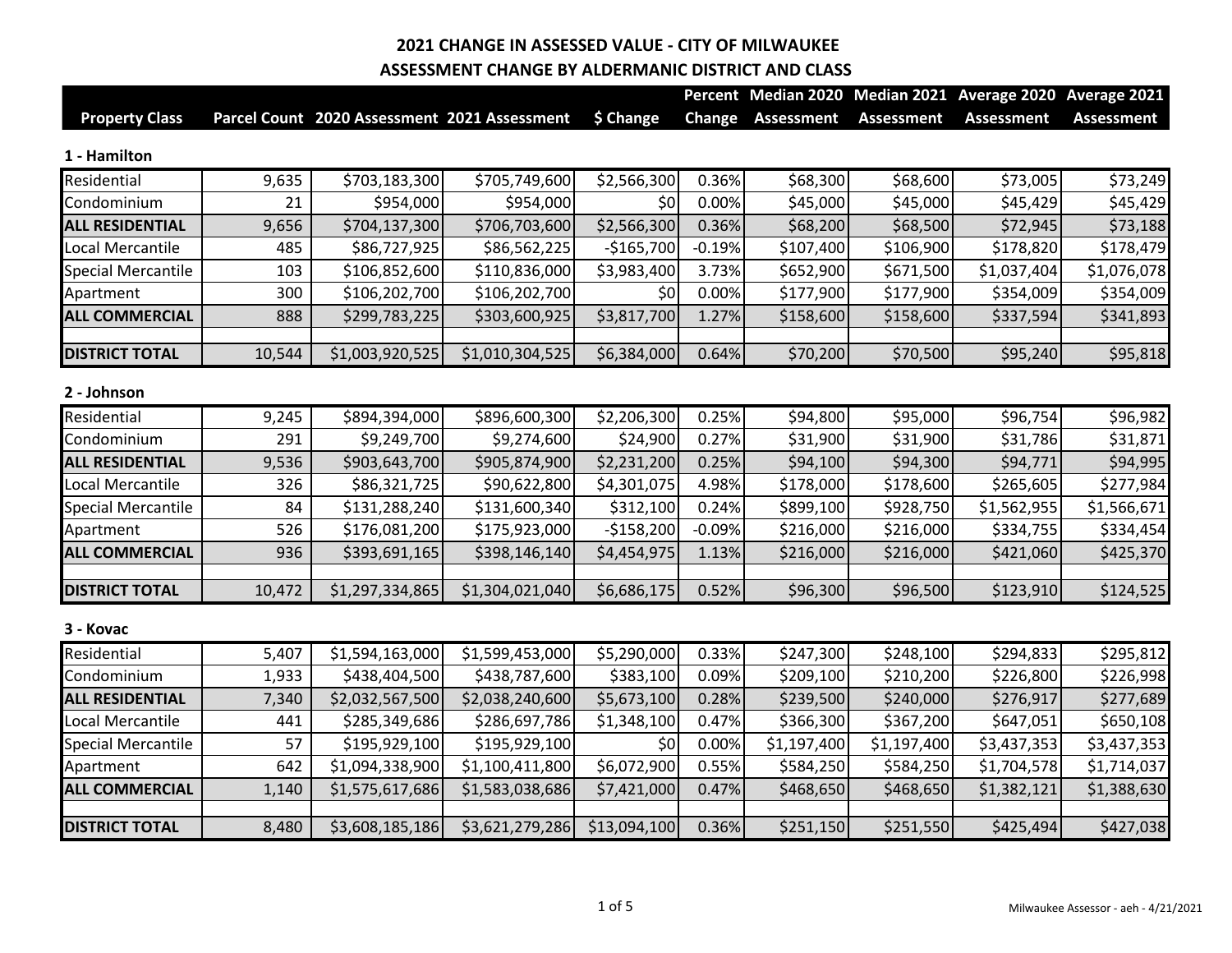# 2021 CHANGE IN ASSESSED VALUE - CITY OF MILWAUKEE

## ASSESSMENT CHANGE BY ALDERMANIC DISTRICT AND CLASS

| Property Class | Parcel Count | 2020 Assessment | 2021 Assessment | $ Change | Percent Change | Median 2020 Assessment | Median 2021 Assessment | Average 2020 Assessment | Average 2021 Assessment |
|---|---|---|---|---|---|---|---|---|---|
| **1 - Hamilton** | | | | | | | | | |
| Residential | 9,635 | $703,183,300 | $705,749,600 | $2,566,300 | 0.36% | $68,300 | $68,600 | $73,005 | $73,249 |
| Condominium | 21 | $954,000 | $954,000 | $0 | 0.00% | $45,000 | $45,000 | $45,429 | $45,429 |
| **ALL RESIDENTIAL** | 9,656 | $704,137,300 | $706,703,600 | $2,566,300 | 0.36% | $68,200 | $68,500 | $72,945 | $73,188 |
| Local Mercantile | 485 | $86,727,925 | $86,562,225 | -$165,700 | -0.19% | $107,400 | $106,900 | $178,820 | $178,479 |
| Special Mercantile | 103 | $106,852,600 | $110,836,000 | $3,983,400 | 3.73% | $652,900 | $671,500 | $1,037,404 | $1,076,078 |
| Apartment | 300 | $106,202,700 | $106,202,700 | $0 | 0.00% | $177,900 | $177,900 | $354,009 | $354,009 |
| **ALL COMMERCIAL** | 888 | $299,783,225 | $303,600,925 | $3,817,700 | 1.27% | $158,600 | $158,600 | $337,594 | $341,893 |
| **DISTRICT TOTAL** | 10,544 | $1,003,920,525 | $1,010,304,525 | $6,384,000 | 0.64% | $70,200 | $70,500 | $95,240 | $95,818 |
| **2 - Johnson** | | | | | | | | | |
| Residential | 9,245 | $894,394,000 | $896,600,300 | $2,206,300 | 0.25% | $94,800 | $95,000 | $96,754 | $96,982 |
| Condominium | 291 | $9,249,700 | $9,274,600 | $24,900 | 0.27% | $31,900 | $31,900 | $31,786 | $31,871 |
| **ALL RESIDENTIAL** | 9,536 | $903,643,700 | $905,874,900 | $2,231,200 | 0.25% | $94,100 | $94,300 | $94,771 | $94,995 |
| Local Mercantile | 326 | $86,321,725 | $90,622,800 | $4,301,075 | 4.98% | $178,000 | $178,600 | $265,605 | $277,984 |
| Special Mercantile | 84 | $131,288,240 | $131,600,340 | $312,100 | 0.24% | $899,100 | $928,750 | $1,562,955 | $1,566,671 |
| Apartment | 526 | $176,081,200 | $175,923,000 | -$158,200 | -0.09% | $216,000 | $216,000 | $334,755 | $334,454 |
| **ALL COMMERCIAL** | 936 | $393,691,165 | $398,146,140 | $4,454,975 | 1.13% | $216,000 | $216,000 | $421,060 | $425,370 |
| **DISTRICT TOTAL** | 10,472 | $1,297,334,865 | $1,304,021,040 | $6,686,175 | 0.52% | $96,300 | $96,500 | $123,910 | $124,525 |
| **3 - Kovac** | | | | | | | | | |
| Residential | 5,407 | $1,594,163,000 | $1,599,453,000 | $5,290,000 | 0.33% | $247,300 | $248,100 | $294,833 | $295,812 |
| Condominium | 1,933 | $438,404,500 | $438,787,600 | $383,100 | 0.09% | $209,100 | $210,200 | $226,800 | $226,998 |
| **ALL RESIDENTIAL** | 7,340 | $2,032,567,500 | $2,038,240,600 | $5,673,100 | 0.28% | $239,500 | $240,000 | $276,917 | $277,689 |
| Local Mercantile | 441 | $285,349,686 | $286,697,786 | $1,348,100 | 0.47% | $366,300 | $367,200 | $647,051 | $650,108 |
| Special Mercantile | 57 | $195,929,100 | $195,929,100 | $0 | 0.00% | $1,197,400 | $1,197,400 | $3,437,353 | $3,437,353 |
| Apartment | 642 | $1,094,338,900 | $1,100,411,800 | $6,072,900 | 0.55% | $584,250 | $584,250 | $1,704,578 | $1,714,037 |
| **ALL COMMERCIAL** | 1,140 | $1,575,617,686 | $1,583,038,686 | $7,421,000 | 0.47% | $468,650 | $468,650 | $1,382,121 | $1,388,630 |
| **DISTRICT TOTAL** | 8,480 | $3,608,185,186 | $3,621,279,286 | $13,094,100 | 0.36% | $251,150 | $251,550 | $425,494 | $427,038 |

Milwaukee Assessor - aeh - 4/21/2021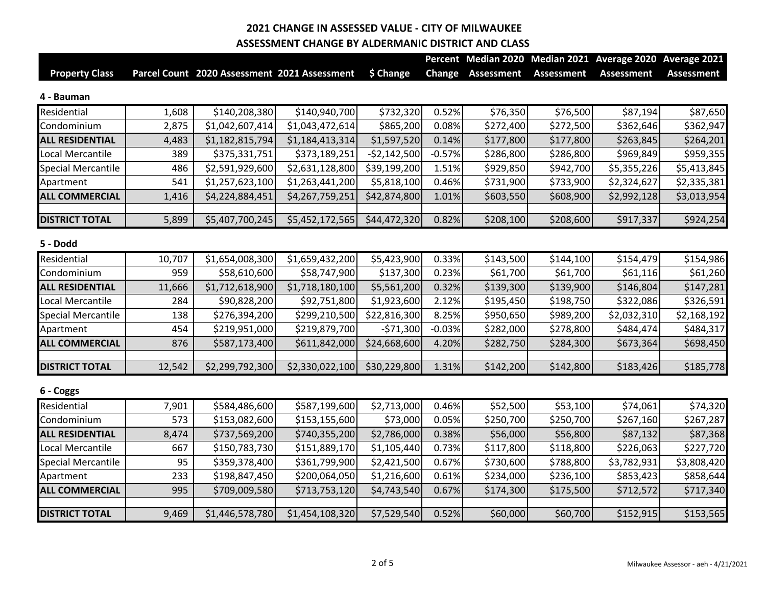# 2021 CHANGE IN ASSESSED VALUE - CITY OF MILWAUKEE

## ASSESSMENT CHANGE BY ALDERMANIC DISTRICT AND CLASS

| Property Class | Parcel Count | 2020 Assessment | 2021 Assessment | $ Change | Percent Change | Median 2020 Assessment | Median 2021 Assessment | Average 2020 Assessment | Average 2021 Assessment |
|---|---|---|---|---|---|---|---|---|---|
| **4 - Bauman** | | | | | | | | | |
| Residential | 1,608 | $140,208,380 | $140,940,700 | $732,320 | 0.52% | $76,350 | $76,500 | $87,194 | $87,650 |
| Condominium | 2,875 | $1,042,607,414 | $1,043,472,614 | $865,200 | 0.08% | $272,400 | $272,500 | $362,646 | $362,947 |
| **ALL RESIDENTIAL** | 4,483 | $1,182,815,794 | $1,184,413,314 | $1,597,520 | 0.14% | $177,800 | $177,800 | $263,845 | $264,201 |
| Local Mercantile | 389 | $375,331,751 | $373,189,251 | -$2,142,500 | -0.57% | $286,800 | $286,800 | $969,849 | $959,355 |
| Special Mercantile | 486 | $2,591,929,600 | $2,631,128,800 | $39,199,200 | 1.51% | $929,850 | $942,700 | $5,355,226 | $5,413,845 |
| Apartment | 541 | $1,257,623,100 | $1,263,441,200 | $5,818,100 | 0.46% | $731,900 | $733,900 | $2,324,627 | $2,335,381 |
| **ALL COMMERCIAL** | 1,416 | $4,224,884,451 | $4,267,759,251 | $42,874,800 | 1.01% | $603,550 | $608,900 | $2,992,128 | $3,013,954 |
| **DISTRICT TOTAL** | 5,899 | $5,407,700,245 | $5,452,172,565 | $44,472,320 | 0.82% | $208,100 | $208,600 | $917,337 | $924,254 |
| **5 - Dodd** | | | | | | | | | |
| Residential | 10,707 | $1,654,008,300 | $1,659,432,200 | $5,423,900 | 0.33% | $143,500 | $144,100 | $154,479 | $154,986 |
| Condominium | 959 | $58,610,600 | $58,747,900 | $137,300 | 0.23% | $61,700 | $61,700 | $61,116 | $61,260 |
| **ALL RESIDENTIAL** | 11,666 | $1,712,618,900 | $1,718,180,100 | $5,561,200 | 0.32% | $139,300 | $139,900 | $146,804 | $147,281 |
| Local Mercantile | 284 | $90,828,200 | $92,751,800 | $1,923,600 | 2.12% | $195,450 | $198,750 | $322,086 | $326,591 |
| Special Mercantile | 138 | $276,394,200 | $299,210,500 | $22,816,300 | 8.25% | $950,650 | $989,200 | $2,032,310 | $2,168,192 |
| Apartment | 454 | $219,951,000 | $219,879,700 | -$71,300 | -0.03% | $282,000 | $278,800 | $484,474 | $484,317 |
| **ALL COMMERCIAL** | 876 | $587,173,400 | $611,842,000 | $24,668,600 | 4.20% | $282,750 | $284,300 | $673,364 | $698,450 |
| **DISTRICT TOTAL** | 12,542 | $2,299,792,300 | $2,330,022,100 | $30,229,800 | 1.31% | $142,200 | $142,800 | $183,426 | $185,778 |
| **6 - Coggs** | | | | | | | | | |
| Residential | 7,901 | $584,486,600 | $587,199,600 | $2,713,000 | 0.46% | $52,500 | $53,100 | $74,061 | $74,320 |
| Condominium | 573 | $153,082,600 | $153,155,600 | $73,000 | 0.05% | $250,700 | $250,700 | $267,160 | $267,287 |
| **ALL RESIDENTIAL** | 8,474 | $737,569,200 | $740,355,200 | $2,786,000 | 0.38% | $56,000 | $56,800 | $87,132 | $87,368 |
| Local Mercantile | 667 | $150,783,730 | $151,889,170 | $1,105,440 | 0.73% | $117,800 | $118,800 | $226,063 | $227,720 |
| Special Mercantile | 95 | $359,378,400 | $361,799,900 | $2,421,500 | 0.67% | $730,600 | $788,800 | $3,782,931 | $3,808,420 |
| Apartment | 233 | $198,847,450 | $200,064,050 | $1,216,600 | 0.61% | $234,000 | $236,100 | $853,423 | $858,644 |
| **ALL COMMERCIAL** | 995 | $709,009,580 | $713,753,120 | $4,743,540 | 0.67% | $174,300 | $175,500 | $712,572 | $717,340 |
| **DISTRICT TOTAL** | 9,469 | $1,446,578,780 | $1,454,108,320 | $7,529,540 | 0.52% | $60,000 | $60,700 | $152,915 | $153,565 |

Milwaukee Assessor - aeh - 4/21/2021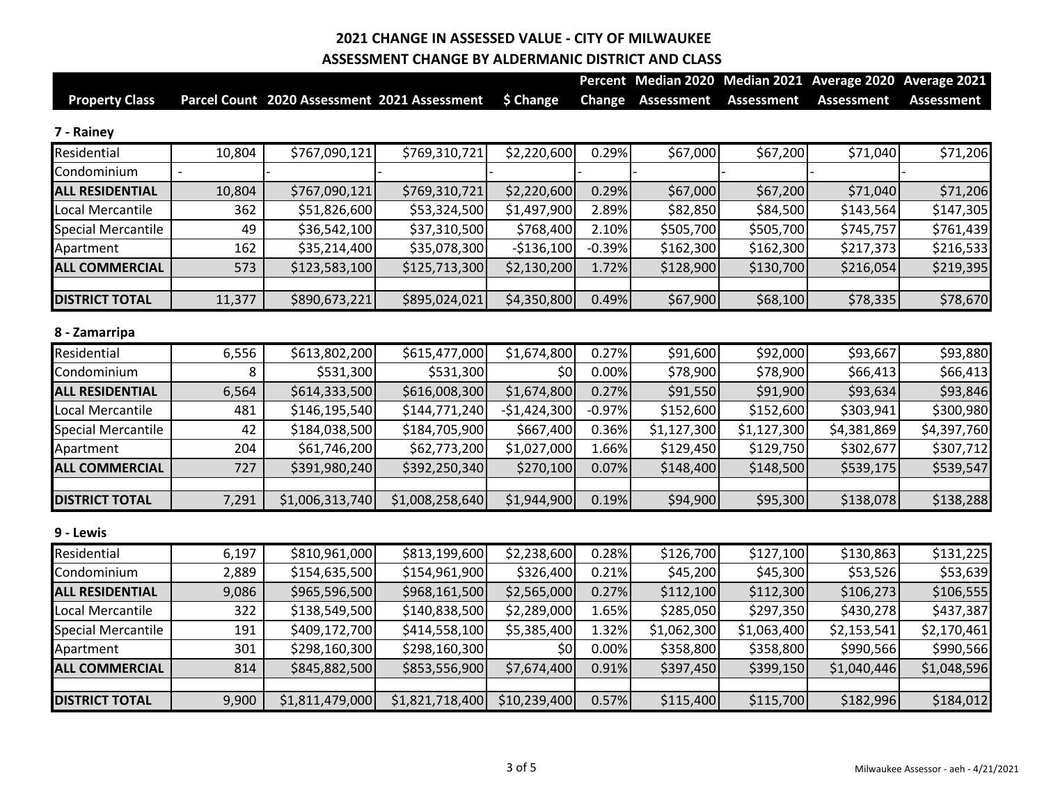# 2021 CHANGE IN ASSESSED VALUE - CITY OF MILWAUKEE

## ASSESSMENT CHANGE BY ALDERMANIC DISTRICT AND CLASS

| Property Class | Parcel Count | 2020 Assessment | 2021 Assessment | $ Change | Percent Change | Median 2020 Assessment | Median 2021 Assessment | Average 2020 Assessment | Average 2021 Assessment |
|---|---|---|---|---|---|---|---|---|---|
| **7 - Rainey** | | | | | | | | | |
| Residential | 10,804 | $767,090,121 | $769,310,721 | $2,220,600 | 0.29% | $67,000 | $67,200 | $71,040 | $71,206 |
| Condominium | - | - | - | - | - | - | - | - | - |
| **ALL RESIDENTIAL** | 10,804 | $767,090,121 | $769,310,721 | $2,220,600 | 0.29% | $67,000 | $67,200 | $71,040 | $71,206 |
| Local Mercantile | 362 | $51,826,600 | $53,324,500 | $1,497,900 | 2.89% | $82,850 | $84,500 | $143,564 | $147,305 |
| Special Mercantile | 49 | $36,542,100 | $37,310,500 | $768,400 | 2.10% | $505,700 | $505,700 | $745,757 | $761,439 |
| Apartment | 162 | $35,214,400 | $35,078,300 | -$136,100 | -0.39% | $162,300 | $162,300 | $217,373 | $216,533 |
| **ALL COMMERCIAL** | 573 | $123,583,100 | $125,713,300 | $2,130,200 | 1.72% | $128,900 | $130,700 | $216,054 | $219,395 |
| **DISTRICT TOTAL** | 11,377 | $890,673,221 | $895,024,021 | $4,350,800 | 0.49% | $67,900 | $68,100 | $78,335 | $78,670 |
| **8 - Zamarripa** | | | | | | | | | |
| Residential | 6,556 | $613,802,200 | $615,477,000 | $1,674,800 | 0.27% | $91,600 | $92,000 | $93,667 | $93,880 |
| Condominium | 8 | $531,300 | $531,300 | $0 | 0.00% | $78,900 | $78,900 | $66,413 | $66,413 |
| **ALL RESIDENTIAL** | 6,564 | $614,333,500 | $616,008,300 | $1,674,800 | 0.27% | $91,550 | $91,900 | $93,634 | $93,846 |
| Local Mercantile | 481 | $146,195,540 | $144,771,240 | -$1,424,300 | -0.97% | $152,600 | $152,600 | $303,941 | $300,980 |
| Special Mercantile | 42 | $184,038,500 | $184,705,900 | $667,400 | 0.36% | $1,127,300 | $1,127,300 | $4,381,869 | $4,397,760 |
| Apartment | 204 | $61,746,200 | $62,773,200 | $1,027,000 | 1.66% | $129,450 | $129,750 | $302,677 | $307,712 |
| **ALL COMMERCIAL** | 727 | $391,980,240 | $392,250,340 | $270,100 | 0.07% | $148,400 | $148,500 | $539,175 | $539,547 |
| **DISTRICT TOTAL** | 7,291 | $1,006,313,740 | $1,008,258,640 | $1,944,900 | 0.19% | $94,900 | $95,300 | $138,078 | $138,288 |
| **9 - Lewis** | | | | | | | | | |
| Residential | 6,197 | $810,961,000 | $813,199,600 | $2,238,600 | 0.28% | $126,700 | $127,100 | $130,863 | $131,225 |
| Condominium | 2,889 | $154,635,500 | $154,961,900 | $326,400 | 0.21% | $45,200 | $45,300 | $53,526 | $53,639 |
| **ALL RESIDENTIAL** | 9,086 | $965,596,500 | $968,161,500 | $2,565,000 | 0.27% | $112,100 | $112,300 | $106,273 | $106,555 |
| Local Mercantile | 322 | $138,549,500 | $140,838,500 | $2,289,000 | 1.65% | $285,050 | $297,350 | $430,278 | $437,387 |
| Special Mercantile | 191 | $409,172,700 | $414,558,100 | $5,385,400 | 1.32% | $1,062,300 | $1,063,400 | $2,153,541 | $2,170,461 |
| Apartment | 301 | $298,160,300 | $298,160,300 | $0 | 0.00% | $358,800 | $358,800 | $990,566 | $990,566 |
| **ALL COMMERCIAL** | 814 | $845,882,500 | $853,556,900 | $7,674,400 | 0.91% | $397,450 | $399,150 | $1,040,446 | $1,048,596 |
| **DISTRICT TOTAL** | 9,900 | $1,811,479,000 | $1,821,718,400 | $10,239,400 | 0.57% | $115,400 | $115,700 | $182,996 | $184,012 |

Milwaukee Assessor - aeh - 4/21/2021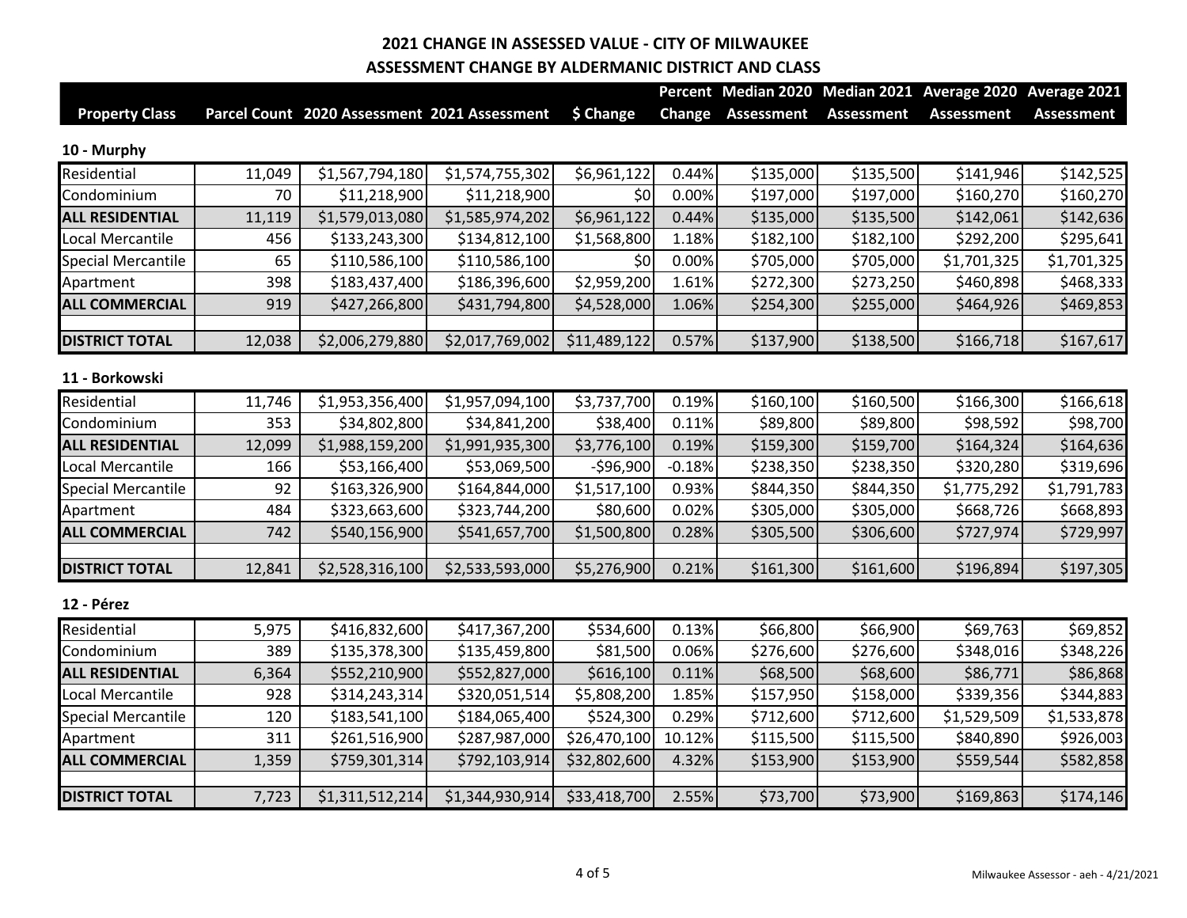## 2021 CHANGE IN ASSESSED VALUE - CITY OF MILWAUKEE

### ASSESSMENT CHANGE BY ALDERMANIC DISTRICT AND CLASS

| Property Class | Parcel Count | 2020 Assessment | 2021 Assessment | $ Change | Percent Change | Median 2020 Assessment | Median 2021 Assessment | Average 2020 Assessment | Average 2021 Assessment |
|---|---|---|---|---|---|---|---|---|---|
| **10 - Murphy** | | | | | | | | | |
| Residential | 11,049 | $1,567,794,180 | $1,574,755,302 | $6,961,122 | 0.44% | $135,000 | $135,500 | $141,946 | $142,525 |
| Condominium | 70 | $11,218,900 | $11,218,900 | $0 | 0.00% | $197,000 | $197,000 | $160,270 | $160,270 |
| **ALL RESIDENTIAL** | 11,119 | $1,579,013,080 | $1,585,974,202 | $6,961,122 | 0.44% | $135,000 | $135,500 | $142,061 | $142,636 |
| Local Mercantile | 456 | $133,243,300 | $134,812,100 | $1,568,800 | 1.18% | $182,100 | $182,100 | $292,200 | $295,641 |
| Special Mercantile | 65 | $110,586,100 | $110,586,100 | $0 | 0.00% | $705,000 | $705,000 | $1,701,325 | $1,701,325 |
| Apartment | 398 | $183,437,400 | $186,396,600 | $2,959,200 | 1.61% | $272,300 | $273,250 | $460,898 | $468,333 |
| **ALL COMMERCIAL** | 919 | $427,266,800 | $431,794,800 | $4,528,000 | 1.06% | $254,300 | $255,000 | $464,926 | $469,853 |
| **DISTRICT TOTAL** | 12,038 | $2,006,279,880 | $2,017,769,002 | $11,489,122 | 0.57% | $137,900 | $138,500 | $166,718 | $167,617 |
| **11 - Borkowski** | | | | | | | | | |
| Residential | 11,746 | $1,953,356,400 | $1,957,094,100 | $3,737,700 | 0.19% | $160,100 | $160,500 | $166,300 | $166,618 |
| Condominium | 353 | $34,802,800 | $34,841,200 | $38,400 | 0.11% | $89,800 | $89,800 | $98,592 | $98,700 |
| **ALL RESIDENTIAL** | 12,099 | $1,988,159,200 | $1,991,935,300 | $3,776,100 | 0.19% | $159,300 | $159,700 | $164,324 | $164,636 |
| Local Mercantile | 166 | $53,166,400 | $53,069,500 | -$96,900 | -0.18% | $238,350 | $238,350 | $320,280 | $319,696 |
| Special Mercantile | 92 | $163,326,900 | $164,844,000 | $1,517,100 | 0.93% | $844,350 | $844,350 | $1,775,292 | $1,791,783 |
| Apartment | 484 | $323,663,600 | $323,744,200 | $80,600 | 0.02% | $305,000 | $305,000 | $668,726 | $668,893 |
| **ALL COMMERCIAL** | 742 | $540,156,900 | $541,657,700 | $1,500,800 | 0.28% | $305,500 | $306,600 | $727,974 | $729,997 |
| **DISTRICT TOTAL** | 12,841 | $2,528,316,100 | $2,533,593,000 | $5,276,900 | 0.21% | $161,300 | $161,600 | $196,894 | $197,305 |
| **12 - Pérez** | | | | | | | | | |
| Residential | 5,975 | $416,832,600 | $417,367,200 | $534,600 | 0.13% | $66,800 | $66,900 | $69,763 | $69,852 |
| Condominium | 389 | $135,378,300 | $135,459,800 | $81,500 | 0.06% | $276,600 | $276,600 | $348,016 | $348,226 |
| **ALL RESIDENTIAL** | 6,364 | $552,210,900 | $552,827,000 | $616,100 | 0.11% | $68,500 | $68,600 | $86,771 | $86,868 |
| Local Mercantile | 928 | $314,243,314 | $320,051,514 | $5,808,200 | 1.85% | $157,950 | $158,000 | $339,356 | $344,883 |
| Special Mercantile | 120 | $183,541,100 | $184,065,400 | $524,300 | 0.29% | $712,600 | $712,600 | $1,529,509 | $1,533,878 |
| Apartment | 311 | $261,516,900 | $287,987,000 | $26,470,100 | 10.12% | $115,500 | $115,500 | $840,890 | $926,003 |
| **ALL COMMERCIAL** | 1,359 | $759,301,314 | $792,103,914 | $32,802,600 | 4.32% | $153,900 | $153,900 | $559,544 | $582,858 |
| **DISTRICT TOTAL** | 7,723 | $1,311,512,214 | $1,344,930,914 | $33,418,700 | 2.55% | $73,700 | $73,900 | $169,863 | $174,146 |

Milwaukee Assessor - aeh - 4/21/2021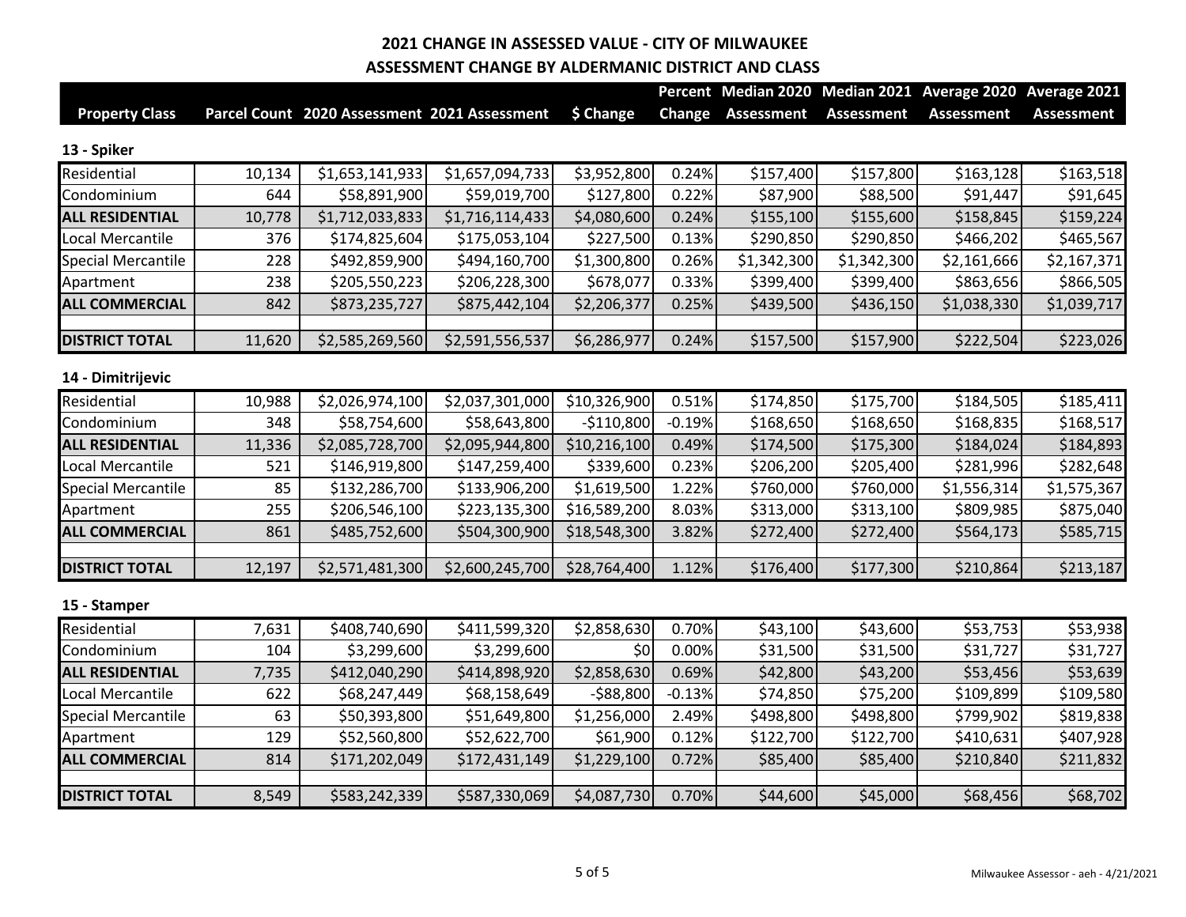# 2021 CHANGE IN ASSESSED VALUE - CITY OF MILWAUKEE

## ASSESSMENT CHANGE BY ALDERMANIC DISTRICT AND CLASS

| Property Class | Parcel Count | 2020 Assessment | 2021 Assessment | $ Change | Percent Change | Median 2020 Assessment | Median 2021 Assessment | Average 2020 Assessment | Average 2021 Assessment |
|---|---|---|---|---|---|---|---|---|---|
| **13 - Spiker** | | | | | | | | | |
| Residential | 10,134 | $1,653,141,933 | $1,657,094,733 | $3,952,800 | 0.24% | $157,400 | $157,800 | $163,128 | $163,518 |
| Condominium | 644 | $58,891,900 | $59,019,700 | $127,800 | 0.22% | $87,900 | $88,500 | $91,447 | $91,645 |
| **ALL RESIDENTIAL** | 10,778 | $1,712,033,833 | $1,716,114,433 | $4,080,600 | 0.24% | $155,100 | $155,600 | $158,845 | $159,224 |
| Local Mercantile | 376 | $174,825,604 | $175,053,104 | $227,500 | 0.13% | $290,850 | $290,850 | $466,202 | $465,567 |
| Special Mercantile | 228 | $492,859,900 | $494,160,700 | $1,300,800 | 0.26% | $1,342,300 | $1,342,300 | $2,161,666 | $2,167,371 |
| Apartment | 238 | $205,550,223 | $206,228,300 | $678,077 | 0.33% | $399,400 | $399,400 | $863,656 | $866,505 |
| **ALL COMMERCIAL** | 842 | $873,235,727 | $875,442,104 | $2,206,377 | 0.25% | $439,500 | $436,150 | $1,038,330 | $1,039,717 |
| **DISTRICT TOTAL** | 11,620 | $2,585,269,560 | $2,591,556,537 | $6,286,977 | 0.24% | $157,500 | $157,900 | $222,504 | $223,026 |
| **14 - Dimitrijevic** | | | | | | | | | |
| Residential | 10,988 | $2,026,974,100 | $2,037,301,000 | $10,326,900 | 0.51% | $174,850 | $175,700 | $184,505 | $185,411 |
| Condominium | 348 | $58,754,600 | $58,643,800 | -$110,800 | -0.19% | $168,650 | $168,650 | $168,835 | $168,517 |
| **ALL RESIDENTIAL** | 11,336 | $2,085,728,700 | $2,095,944,800 | $10,216,100 | 0.49% | $174,500 | $175,300 | $184,024 | $184,893 |
| Local Mercantile | 521 | $146,919,800 | $147,259,400 | $339,600 | 0.23% | $206,200 | $205,400 | $281,996 | $282,648 |
| Special Mercantile | 85 | $132,286,700 | $133,906,200 | $1,619,500 | 1.22% | $760,000 | $760,000 | $1,556,314 | $1,575,367 |
| Apartment | 255 | $206,546,100 | $223,135,300 | $16,589,200 | 8.03% | $313,000 | $313,100 | $809,985 | $875,040 |
| **ALL COMMERCIAL** | 861 | $485,752,600 | $504,300,900 | $18,548,300 | 3.82% | $272,400 | $272,400 | $564,173 | $585,715 |
| **DISTRICT TOTAL** | 12,197 | $2,571,481,300 | $2,600,245,700 | $28,764,400 | 1.12% | $176,400 | $177,300 | $210,864 | $213,187 |
| **15 - Stamper** | | | | | | | | | |
| Residential | 7,631 | $408,740,690 | $411,599,320 | $2,858,630 | 0.70% | $43,100 | $43,600 | $53,753 | $53,938 |
| Condominium | 104 | $3,299,600 | $3,299,600 | $0 | 0.00% | $31,500 | $31,500 | $31,727 | $31,727 |
| **ALL RESIDENTIAL** | 7,735 | $412,040,290 | $414,898,920 | $2,858,630 | 0.69% | $42,800 | $43,200 | $53,456 | $53,639 |
| Local Mercantile | 622 | $68,247,449 | $68,158,649 | -$88,800 | -0.13% | $74,850 | $75,200 | $109,899 | $109,580 |
| Special Mercantile | 63 | $50,393,800 | $51,649,800 | $1,256,000 | 2.49% | $498,800 | $498,800 | $799,902 | $819,838 |
| Apartment | 129 | $52,560,800 | $52,622,700 | $61,900 | 0.12% | $122,700 | $122,700 | $410,631 | $407,928 |
| **ALL COMMERCIAL** | 814 | $171,202,049 | $172,431,149 | $1,229,100 | 0.72% | $85,400 | $85,400 | $210,840 | $211,832 |
| **DISTRICT TOTAL** | 8,549 | $583,242,339 | $587,330,069 | $4,087,730 | 0.70% | $44,600 | $45,000 | $68,456 | $68,702 |

Milwaukee Assessor - aeh - 4/21/2021